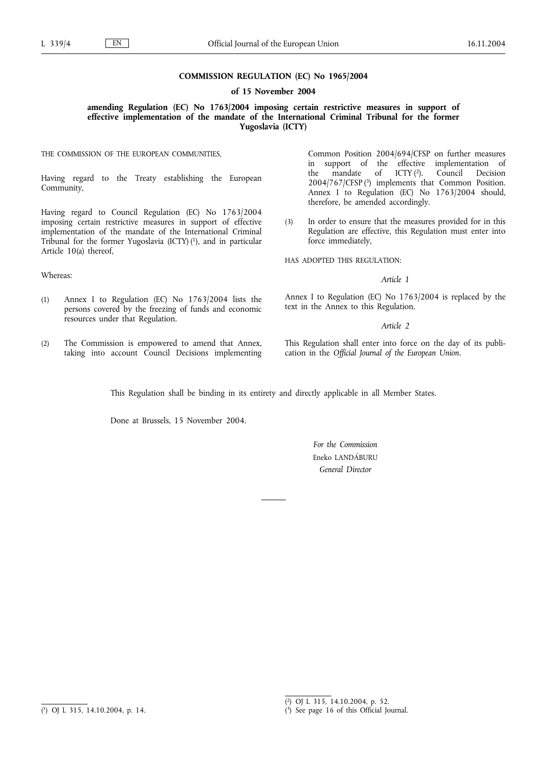**COMMISSION REGULATION (EC) No 1965/2004**

**of 15 November 2004**

**amending Regulation (EC) No 1763/2004 imposing certain restrictive measures in support of effective implementation of the mandate of the International Criminal Tribunal for the former Yugoslavia (ICTY)**

THE COMMISSION OF THE EUROPEAN COMMUNITIES,

Having regard to the Treaty establishing the European Community,

Having regard to Council Regulation (EC) No 1763/2004 imposing certain restrictive measures in support of effective implementation of the mandate of the International Criminal Tribunal for the former Yugoslavia (ICTY) [1], and in particular Article 10(a) thereof,

Whereas:

(1) Annex I to Regulation (EC) No 1763/2004 lists the persons covered by the freezing of funds and economic resources under that Regulation.

(2) The Commission is empowered to amend that Annex, taking into account Council Decisions implementing Common Position 2004/694/CFSP on further measures in support of the effective implementation of the mandate of ICTY [2]. Council Decision 2004/767/CFSP [3] implements that Common Position. Annex I to Regulation (EC) No 1763/2004 should, therefore, be amended accordingly.

(3) In order to ensure that the measures provided for in this Regulation are effective, this Regulation must enter into force immediately,

HAS ADOPTED THIS REGULATION:

*Article 1*

Annex I to Regulation (EC) No 1763/2004 is replaced by the text in the Annex to this Regulation.

*Article 2*

This Regulation shall enter into force on the day of its publication in the *Official Journal of the European Union*.

This Regulation shall be binding in its entirety and directly applicable in all Member States.

Done at Brussels, 15 November 2004.

*For the Commission*

Eneko LANDÁBURU

*General Director*

---

[1] OJ L 315, 14.10.2004, p. 14.

[2] OJ L 315, 14.10.2004, p. 52.

[3] See page 16 of this Official Journal.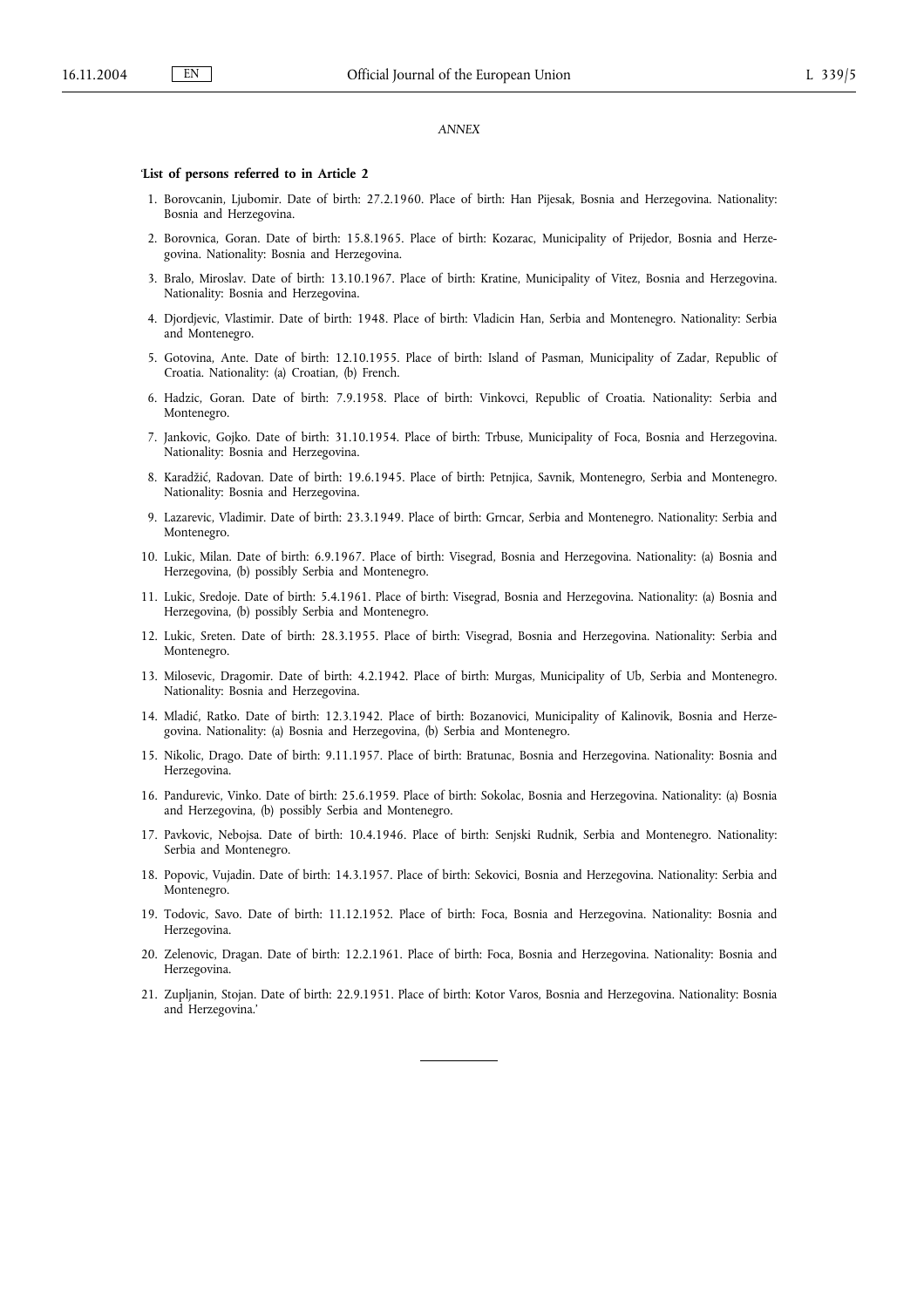*ANNEX*

'**List of persons referred to in Article 2**

1. Borovcanin, Ljubomir. Date of birth: 27.2.1960. Place of birth: Han Pijesak, Bosnia and Herzegovina. Nationality: Bosnia and Herzegovina.
2. Borovnica, Goran. Date of birth: 15.8.1965. Place of birth: Kozarac, Municipality of Prijedor, Bosnia and Herzegovina. Nationality: Bosnia and Herzegovina.
3. Bralo, Miroslav. Date of birth: 13.10.1967. Place of birth: Kratine, Municipality of Vitez, Bosnia and Herzegovina. Nationality: Bosnia and Herzegovina.
4. Djordjevic, Vlastimir. Date of birth: 1948. Place of birth: Vladicin Han, Serbia and Montenegro. Nationality: Serbia and Montenegro.
5. Gotovina, Ante. Date of birth: 12.10.1955. Place of birth: Island of Pasman, Municipality of Zadar, Republic of Croatia. Nationality: (a) Croatian, (b) French.
6. Hadzic, Goran. Date of birth: 7.9.1958. Place of birth: Vinkovci, Republic of Croatia. Nationality: Serbia and Montenegro.
7. Jankovic, Gojko. Date of birth: 31.10.1954. Place of birth: Trbuse, Municipality of Foca, Bosnia and Herzegovina. Nationality: Bosnia and Herzegovina.
8. Karadžić, Radovan. Date of birth: 19.6.1945. Place of birth: Petnjica, Savnik, Montenegro, Serbia and Montenegro. Nationality: Bosnia and Herzegovina.
9. Lazarevic, Vladimir. Date of birth: 23.3.1949. Place of birth: Grncar, Serbia and Montenegro. Nationality: Serbia and Montenegro.
10. Lukic, Milan. Date of birth: 6.9.1967. Place of birth: Visegrad, Bosnia and Herzegovina. Nationality: (a) Bosnia and Herzegovina, (b) possibly Serbia and Montenegro.
11. Lukic, Sredoje. Date of birth: 5.4.1961. Place of birth: Visegrad, Bosnia and Herzegovina. Nationality: (a) Bosnia and Herzegovina, (b) possibly Serbia and Montenegro.
12. Lukic, Sreten. Date of birth: 28.3.1955. Place of birth: Visegrad, Bosnia and Herzegovina. Nationality: Serbia and Montenegro.
13. Milosevic, Dragomir. Date of birth: 4.2.1942. Place of birth: Murgas, Municipality of Ub, Serbia and Montenegro. Nationality: Bosnia and Herzegovina.
14. Mladić, Ratko. Date of birth: 12.3.1942. Place of birth: Bozanovici, Municipality of Kalinovik, Bosnia and Herzegovina. Nationality: (a) Bosnia and Herzegovina, (b) Serbia and Montenegro.
15. Nikolic, Drago. Date of birth: 9.11.1957. Place of birth: Bratunac, Bosnia and Herzegovina. Nationality: Bosnia and Herzegovina.
16. Pandurevic, Vinko. Date of birth: 25.6.1959. Place of birth: Sokolac, Bosnia and Herzegovina. Nationality: (a) Bosnia and Herzegovina, (b) possibly Serbia and Montenegro.
17. Pavkovic, Nebojsa. Date of birth: 10.4.1946. Place of birth: Senjski Rudnik, Serbia and Montenegro. Nationality: Serbia and Montenegro.
18. Popovic, Vujadin. Date of birth: 14.3.1957. Place of birth: Sekovici, Bosnia and Herzegovina. Nationality: Serbia and Montenegro.
19. Todovic, Savo. Date of birth: 11.12.1952. Place of birth: Foca, Bosnia and Herzegovina. Nationality: Bosnia and Herzegovina.
20. Zelenovic, Dragan. Date of birth: 12.2.1961. Place of birth: Foca, Bosnia and Herzegovina. Nationality: Bosnia and Herzegovina.
21. Zupljanin, Stojan. Date of birth: 22.9.1951. Place of birth: Kotor Varos, Bosnia and Herzegovina. Nationality: Bosnia and Herzegovina.'